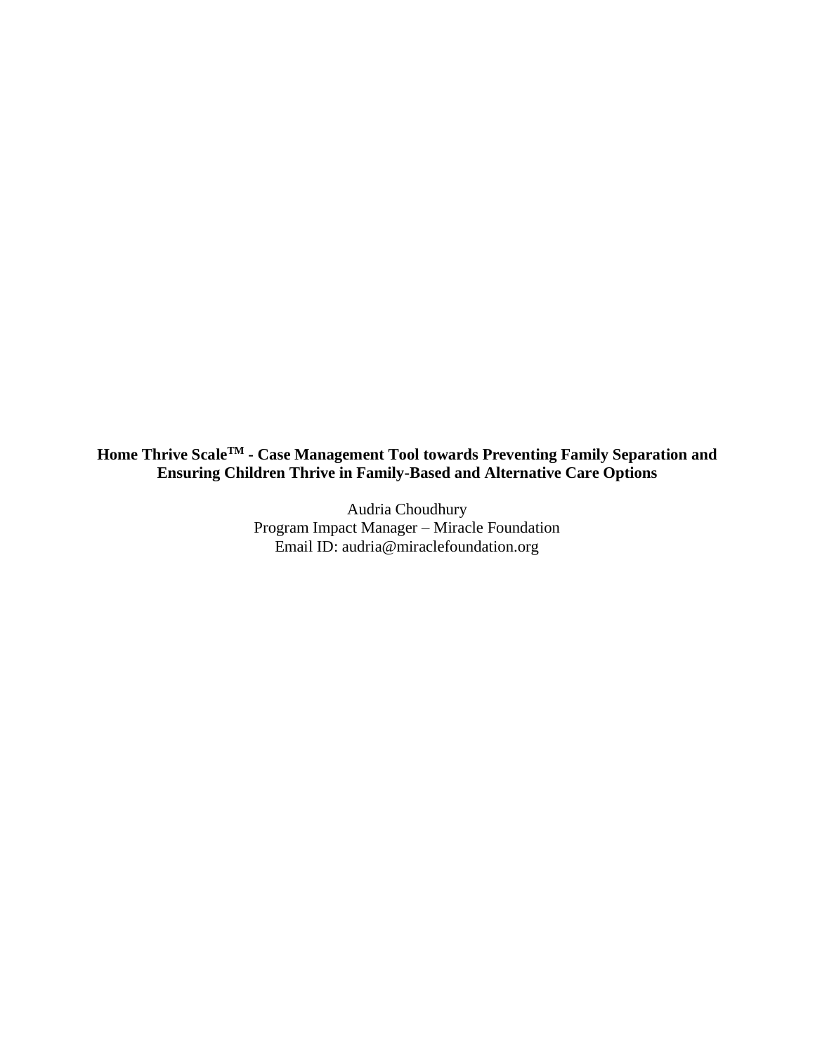# Home Thrive Scale[TM] - Case Management Tool towards Preventing Family Separation and Ensuring Children Thrive in Family-Based and Alternative Care Options

Audria Choudhury
Program Impact Manager – Miracle Foundation
Email ID: audria@miraclefoundation.org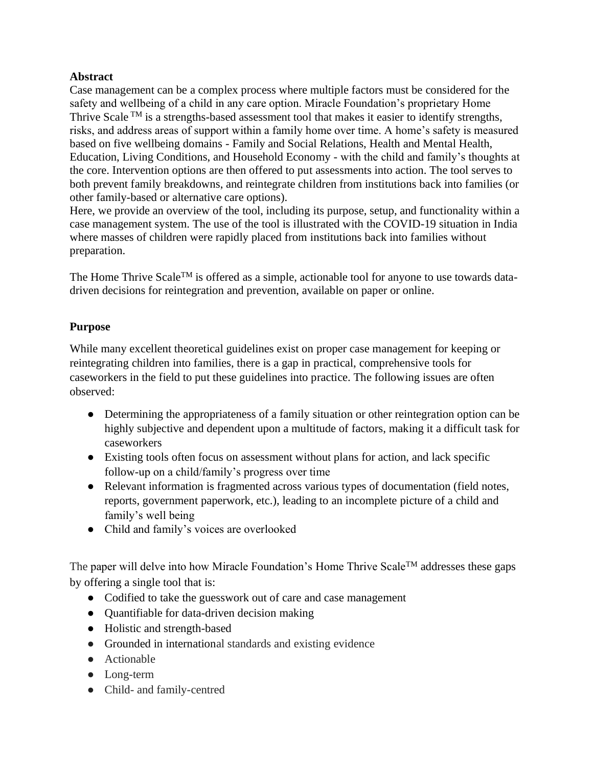**Abstract**

Case management can be a complex process where multiple factors must be considered for the safety and wellbeing of a child in any care option. Miracle Foundation's proprietary Home Thrive Scale TM is a strengths-based assessment tool that makes it easier to identify strengths, risks, and address areas of support within a family home over time. A home's safety is measured based on five wellbeing domains - Family and Social Relations, Health and Mental Health, Education, Living Conditions, and Household Economy - with the child and family's thoughts at the core. Intervention options are then offered to put assessments into action. The tool serves to both prevent family breakdowns, and reintegrate children from institutions back into families (or other family-based or alternative care options).

Here, we provide an overview of the tool, including its purpose, setup, and functionality within a case management system. The use of the tool is illustrated with the COVID-19 situation in India where masses of children were rapidly placed from institutions back into families without preparation.

The Home Thrive ScaleTM is offered as a simple, actionable tool for anyone to use towards data-driven decisions for reintegration and prevention, available on paper or online.

**Purpose**

While many excellent theoretical guidelines exist on proper case management for keeping or reintegrating children into families, there is a gap in practical, comprehensive tools for caseworkers in the field to put these guidelines into practice. The following issues are often observed:

- Determining the appropriateness of a family situation or other reintegration option can be highly subjective and dependent upon a multitude of factors, making it a difficult task for caseworkers
- Existing tools often focus on assessment without plans for action, and lack specific follow-up on a child/family's progress over time
- Relevant information is fragmented across various types of documentation (field notes, reports, government paperwork, etc.), leading to an incomplete picture of a child and family's well being
- Child and family's voices are overlooked

The paper will delve into how Miracle Foundation's Home Thrive ScaleTM addresses these gaps by offering a single tool that is:

- Codified to take the guesswork out of care and case management
- Quantifiable for data-driven decision making
- Holistic and strength-based
- Grounded in international standards and existing evidence
- Actionable
- Long-term
- Child- and family-centred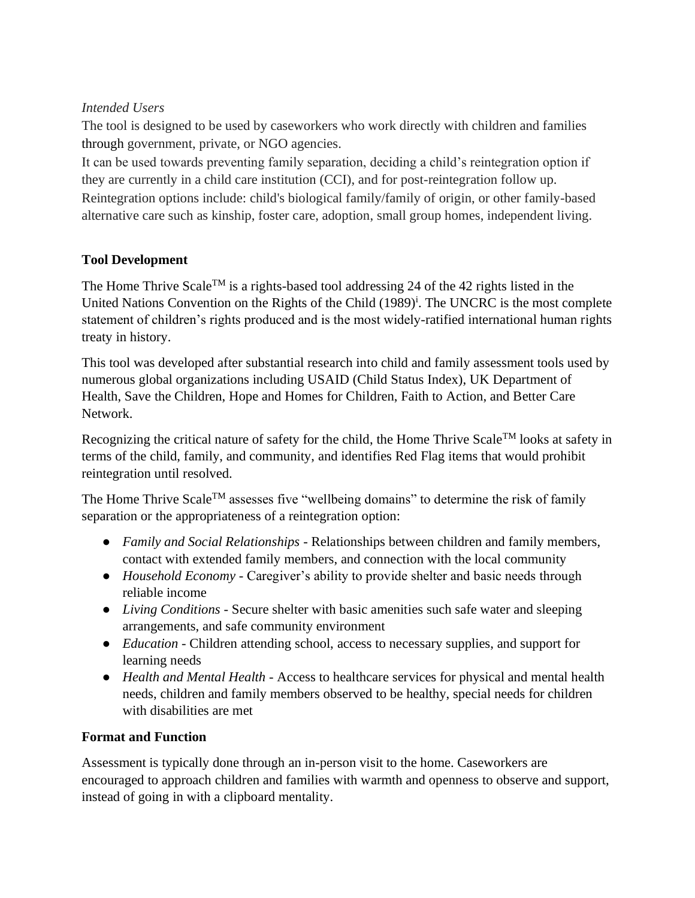*Intended Users*

The tool is designed to be used by caseworkers who work directly with children and families through government, private, or NGO agencies.

It can be used towards preventing family separation, deciding a child's reintegration option if they are currently in a child care institution (CCI), and for post-reintegration follow up. Reintegration options include: child's biological family/family of origin, or other family-based alternative care such as kinship, foster care, adoption, small group homes, independent living.

**Tool Development**

The Home Thrive Scale™ is a rights-based tool addressing 24 of the 42 rights listed in the United Nations Convention on the Rights of the Child (1989)[i]. The UNCRC is the most complete statement of children's rights produced and is the most widely-ratified international human rights treaty in history.

This tool was developed after substantial research into child and family assessment tools used by numerous global organizations including USAID (Child Status Index), UK Department of Health, Save the Children, Hope and Homes for Children, Faith to Action, and Better Care Network.

Recognizing the critical nature of safety for the child, the Home Thrive Scale™ looks at safety in terms of the child, family, and community, and identifies Red Flag items that would prohibit reintegration until resolved.

The Home Thrive Scale™ assesses five "wellbeing domains" to determine the risk of family separation or the appropriateness of a reintegration option:

- *Family and Social Relationships* - Relationships between children and family members, contact with extended family members, and connection with the local community
- *Household Economy* - Caregiver's ability to provide shelter and basic needs through reliable income
- *Living Conditions* - Secure shelter with basic amenities such safe water and sleeping arrangements, and safe community environment
- *Education* - Children attending school, access to necessary supplies, and support for learning needs
- *Health and Mental Health* - Access to healthcare services for physical and mental health needs, children and family members observed to be healthy, special needs for children with disabilities are met

**Format and Function**

Assessment is typically done through an in-person visit to the home. Caseworkers are encouraged to approach children and families with warmth and openness to observe and support, instead of going in with a clipboard mentality.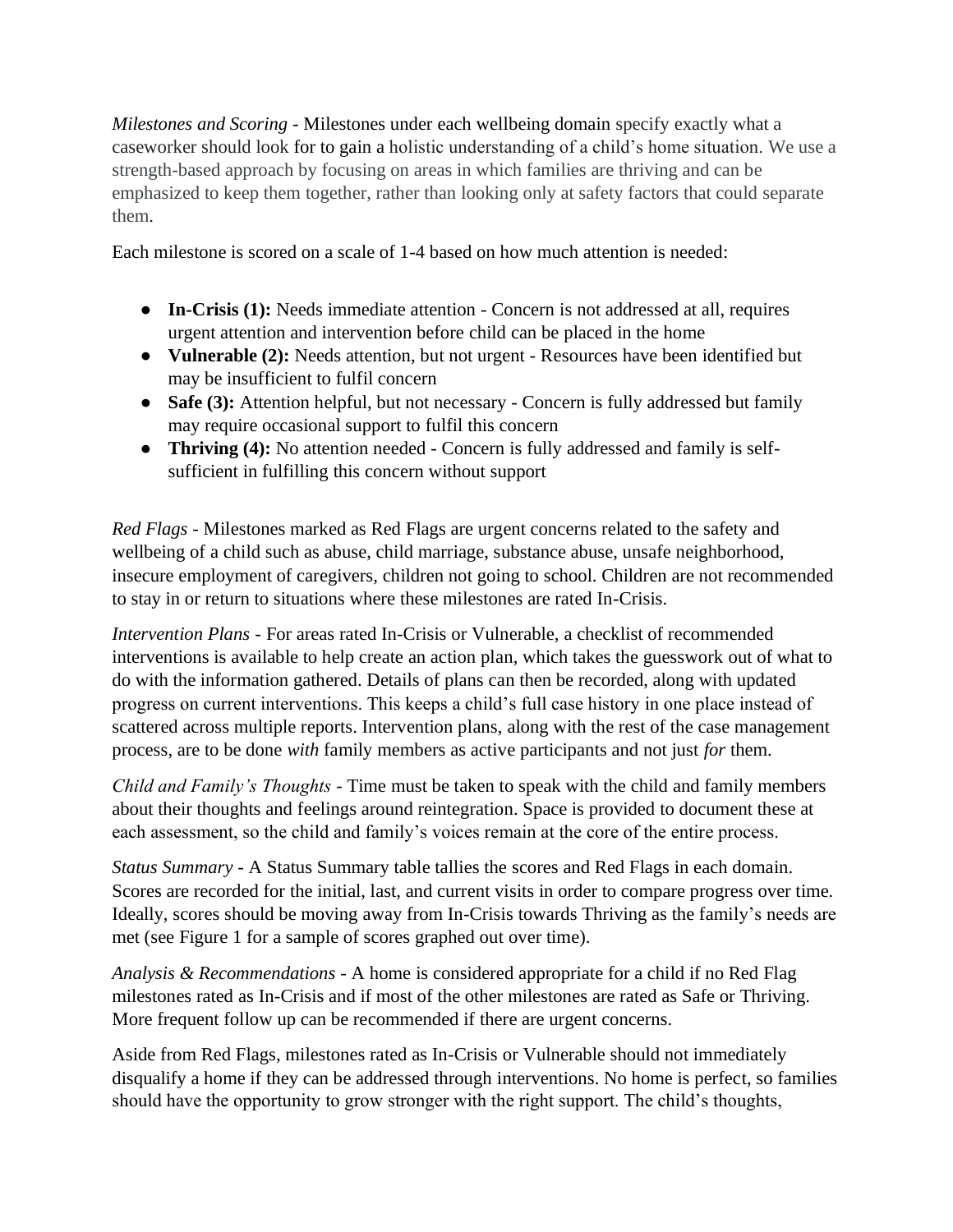*Milestones and Scoring* - Milestones under each wellbeing domain specify exactly what a caseworker should look for to gain a holistic understanding of a child's home situation. We use a strength-based approach by focusing on areas in which families are thriving and can be emphasized to keep them together, rather than looking only at safety factors that could separate them.

Each milestone is scored on a scale of 1-4 based on how much attention is needed:

- **In-Crisis (1):** Needs immediate attention - Concern is not addressed at all, requires urgent attention and intervention before child can be placed in the home
- **Vulnerable (2):** Needs attention, but not urgent - Resources have been identified but may be insufficient to fulfil concern
- **Safe (3):** Attention helpful, but not necessary - Concern is fully addressed but family may require occasional support to fulfil this concern
- **Thriving (4):** No attention needed - Concern is fully addressed and family is self-sufficient in fulfilling this concern without support

*Red Flags* - Milestones marked as Red Flags are urgent concerns related to the safety and wellbeing of a child such as abuse, child marriage, substance abuse, unsafe neighborhood, insecure employment of caregivers, children not going to school. Children are not recommended to stay in or return to situations where these milestones are rated In-Crisis.

*Intervention Plans* - For areas rated In-Crisis or Vulnerable, a checklist of recommended interventions is available to help create an action plan, which takes the guesswork out of what to do with the information gathered. Details of plans can then be recorded, along with updated progress on current interventions. This keeps a child's full case history in one place instead of scattered across multiple reports. Intervention plans, along with the rest of the case management process, are to be done *with* family members as active participants and not just *for* them.

*Child and Family's Thoughts* - Time must be taken to speak with the child and family members about their thoughts and feelings around reintegration. Space is provided to document these at each assessment, so the child and family's voices remain at the core of the entire process.

*Status Summary* - A Status Summary table tallies the scores and Red Flags in each domain. Scores are recorded for the initial, last, and current visits in order to compare progress over time. Ideally, scores should be moving away from In-Crisis towards Thriving as the family's needs are met (see Figure 1 for a sample of scores graphed out over time).

*Analysis & Recommendations* - A home is considered appropriate for a child if no Red Flag milestones rated as In-Crisis and if most of the other milestones are rated as Safe or Thriving. More frequent follow up can be recommended if there are urgent concerns.

Aside from Red Flags, milestones rated as In-Crisis or Vulnerable should not immediately disqualify a home if they can be addressed through interventions. No home is perfect, so families should have the opportunity to grow stronger with the right support. The child's thoughts,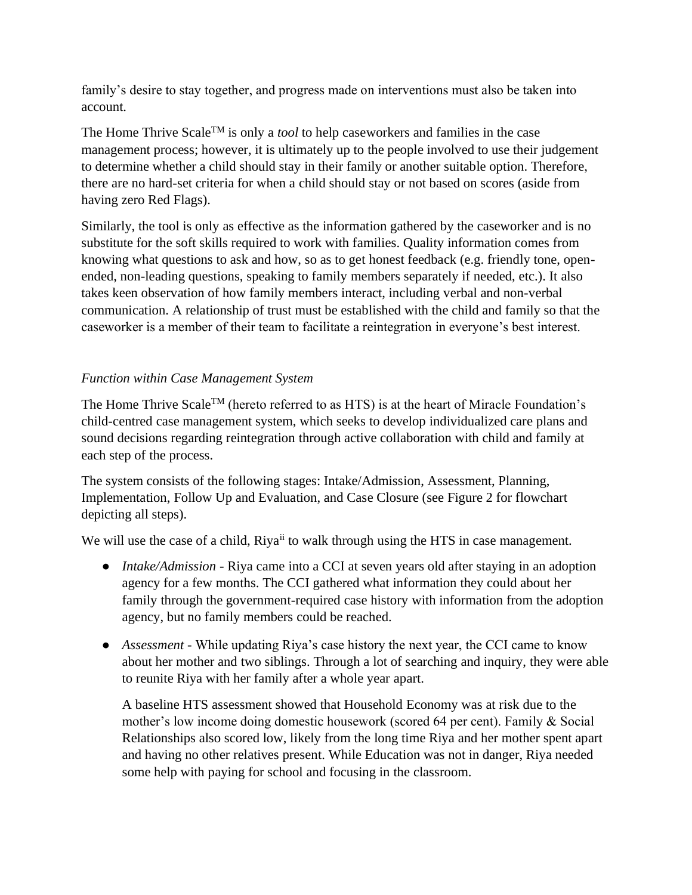family's desire to stay together, and progress made on interventions must also be taken into account.

The Home Thrive Scale$^{TM}$ is only a *tool* to help caseworkers and families in the case management process; however, it is ultimately up to the people involved to use their judgement to determine whether a child should stay in their family or another suitable option. Therefore, there are no hard-set criteria for when a child should stay or not based on scores (aside from having zero Red Flags).

Similarly, the tool is only as effective as the information gathered by the caseworker and is no substitute for the soft skills required to work with families. Quality information comes from knowing what questions to ask and how, so as to get honest feedback (e.g. friendly tone, open-ended, non-leading questions, speaking to family members separately if needed, etc.). It also takes keen observation of how family members interact, including verbal and non-verbal communication. A relationship of trust must be established with the child and family so that the caseworker is a member of their team to facilitate a reintegration in everyone's best interest.

*Function within Case Management System*

The Home Thrive Scale$^{TM}$ (hereto referred to as HTS) is at the heart of Miracle Foundation's child-centred case management system, which seeks to develop individualized care plans and sound decisions regarding reintegration through active collaboration with child and family at each step of the process.

The system consists of the following stages: Intake/Admission, Assessment, Planning, Implementation, Follow Up and Evaluation, and Case Closure (see Figure 2 for flowchart depicting all steps).

We will use the case of a child, Riya[ii] to walk through using the HTS in case management.

- *Intake/Admission* - Riya came into a CCI at seven years old after staying in an adoption agency for a few months. The CCI gathered what information they could about her family through the government-required case history with information from the adoption agency, but no family members could be reached.

- *Assessment* - While updating Riya's case history the next year, the CCI came to know about her mother and two siblings. Through a lot of searching and inquiry, they were able to reunite Riya with her family after a whole year apart.

  A baseline HTS assessment showed that Household Economy was at risk due to the mother's low income doing domestic housework (scored 64 per cent). Family & Social Relationships also scored low, likely from the long time Riya and her mother spent apart and having no other relatives present. While Education was not in danger, Riya needed some help with paying for school and focusing in the classroom.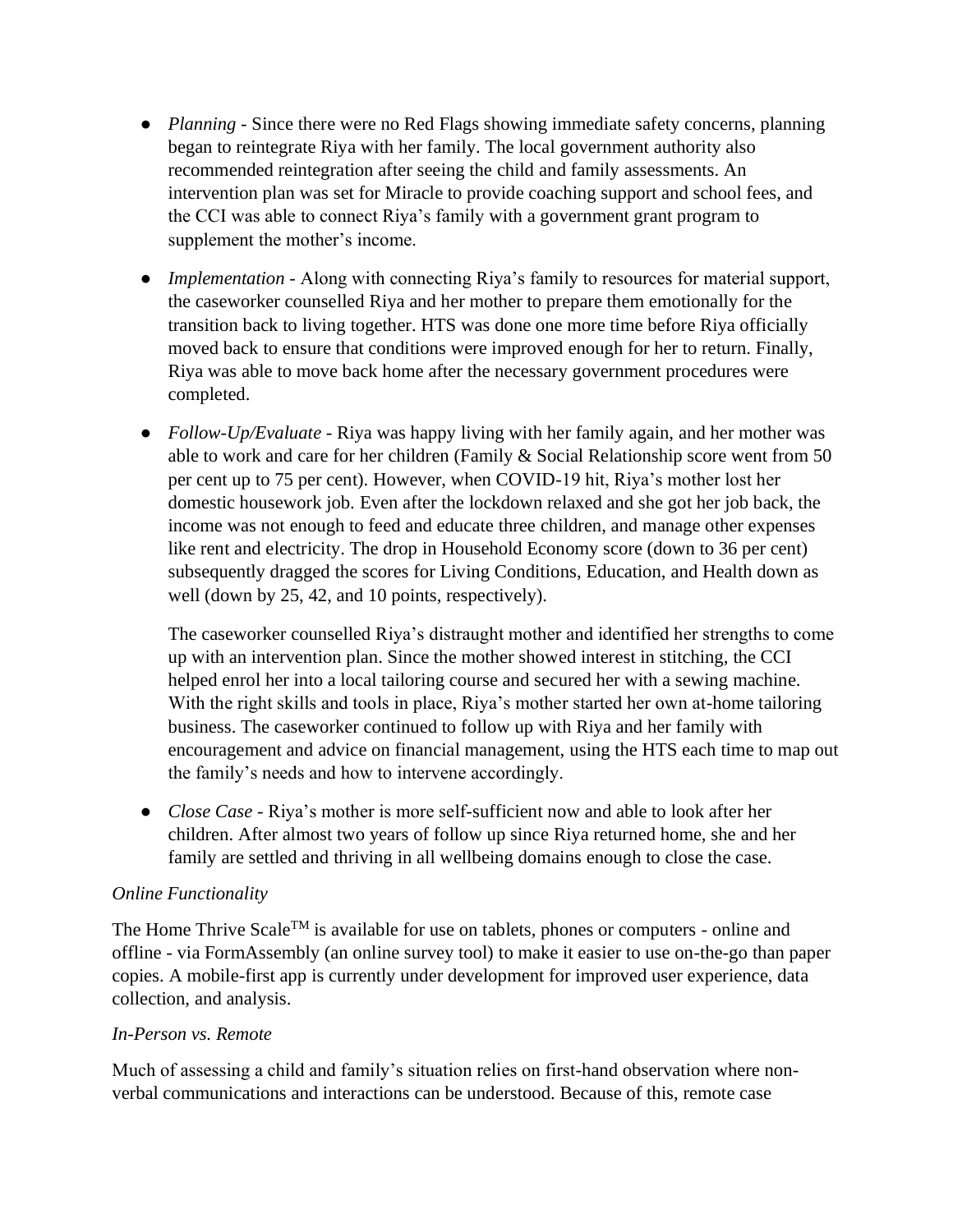- *Planning* - Since there were no Red Flags showing immediate safety concerns, planning began to reintegrate Riya with her family. The local government authority also recommended reintegration after seeing the child and family assessments. An intervention plan was set for Miracle to provide coaching support and school fees, and the CCI was able to connect Riya's family with a government grant program to supplement the mother's income.

- *Implementation* - Along with connecting Riya's family to resources for material support, the caseworker counselled Riya and her mother to prepare them emotionally for the transition back to living together. HTS was done one more time before Riya officially moved back to ensure that conditions were improved enough for her to return. Finally, Riya was able to move back home after the necessary government procedures were completed.

- *Follow-Up/Evaluate* - Riya was happy living with her family again, and her mother was able to work and care for her children (Family & Social Relationship score went from 50 per cent up to 75 per cent). However, when COVID-19 hit, Riya's mother lost her domestic housework job. Even after the lockdown relaxed and she got her job back, the income was not enough to feed and educate three children, and manage other expenses like rent and electricity. The drop in Household Economy score (down to 36 per cent) subsequently dragged the scores for Living Conditions, Education, and Health down as well (down by 25, 42, and 10 points, respectively).

  The caseworker counselled Riya's distraught mother and identified her strengths to come up with an intervention plan. Since the mother showed interest in stitching, the CCI helped enrol her into a local tailoring course and secured her with a sewing machine. With the right skills and tools in place, Riya's mother started her own at-home tailoring business. The caseworker continued to follow up with Riya and her family with encouragement and advice on financial management, using the HTS each time to map out the family's needs and how to intervene accordingly.

- *Close Case* - Riya's mother is more self-sufficient now and able to look after her children. After almost two years of follow up since Riya returned home, she and her family are settled and thriving in all wellbeing domains enough to close the case.

*Online Functionality*

The Home Thrive Scale™ is available for use on tablets, phones or computers - online and offline - via FormAssembly (an online survey tool) to make it easier to use on-the-go than paper copies. A mobile-first app is currently under development for improved user experience, data collection, and analysis.

*In-Person vs. Remote*

Much of assessing a child and family's situation relies on first-hand observation where non-verbal communications and interactions can be understood. Because of this, remote case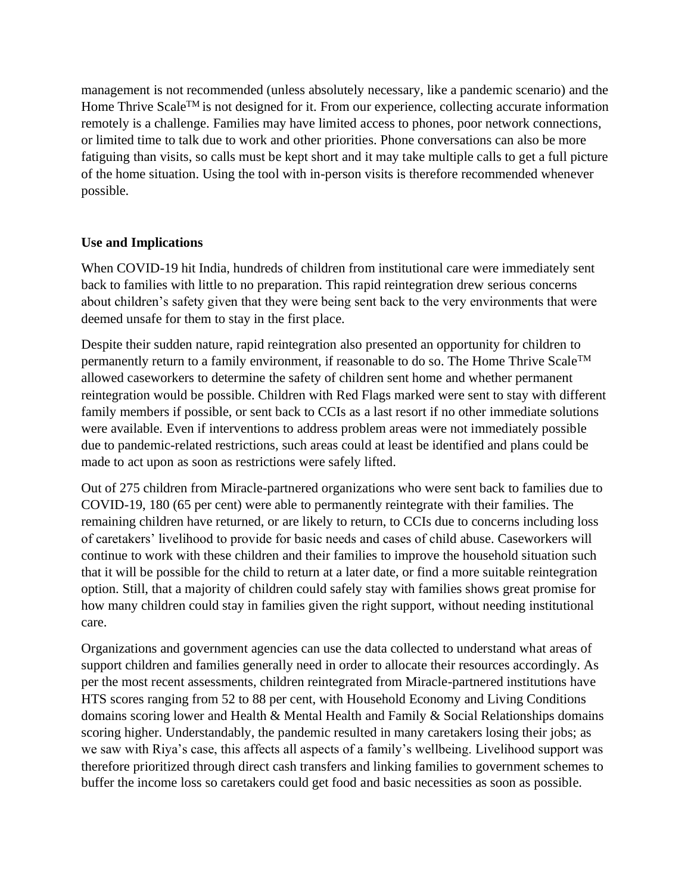management is not recommended (unless absolutely necessary, like a pandemic scenario) and the Home Thrive Scale™ is not designed for it. From our experience, collecting accurate information remotely is a challenge. Families may have limited access to phones, poor network connections, or limited time to talk due to work and other priorities. Phone conversations can also be more fatiguing than visits, so calls must be kept short and it may take multiple calls to get a full picture of the home situation. Using the tool with in-person visits is therefore recommended whenever possible.

**Use and Implications**

When COVID-19 hit India, hundreds of children from institutional care were immediately sent back to families with little to no preparation. This rapid reintegration drew serious concerns about children's safety given that they were being sent back to the very environments that were deemed unsafe for them to stay in the first place.

Despite their sudden nature, rapid reintegration also presented an opportunity for children to permanently return to a family environment, if reasonable to do so. The Home Thrive Scale™ allowed caseworkers to determine the safety of children sent home and whether permanent reintegration would be possible. Children with Red Flags marked were sent to stay with different family members if possible, or sent back to CCIs as a last resort if no other immediate solutions were available. Even if interventions to address problem areas were not immediately possible due to pandemic-related restrictions, such areas could at least be identified and plans could be made to act upon as soon as restrictions were safely lifted.

Out of 275 children from Miracle-partnered organizations who were sent back to families due to COVID-19, 180 (65 per cent) were able to permanently reintegrate with their families. The remaining children have returned, or are likely to return, to CCIs due to concerns including loss of caretakers' livelihood to provide for basic needs and cases of child abuse. Caseworkers will continue to work with these children and their families to improve the household situation such that it will be possible for the child to return at a later date, or find a more suitable reintegration option. Still, that a majority of children could safely stay with families shows great promise for how many children could stay in families given the right support, without needing institutional care.

Organizations and government agencies can use the data collected to understand what areas of support children and families generally need in order to allocate their resources accordingly. As per the most recent assessments, children reintegrated from Miracle-partnered institutions have HTS scores ranging from 52 to 88 per cent, with Household Economy and Living Conditions domains scoring lower and Health & Mental Health and Family & Social Relationships domains scoring higher. Understandably, the pandemic resulted in many caretakers losing their jobs; as we saw with Riya's case, this affects all aspects of a family's wellbeing. Livelihood support was therefore prioritized through direct cash transfers and linking families to government schemes to buffer the income loss so caretakers could get food and basic necessities as soon as possible.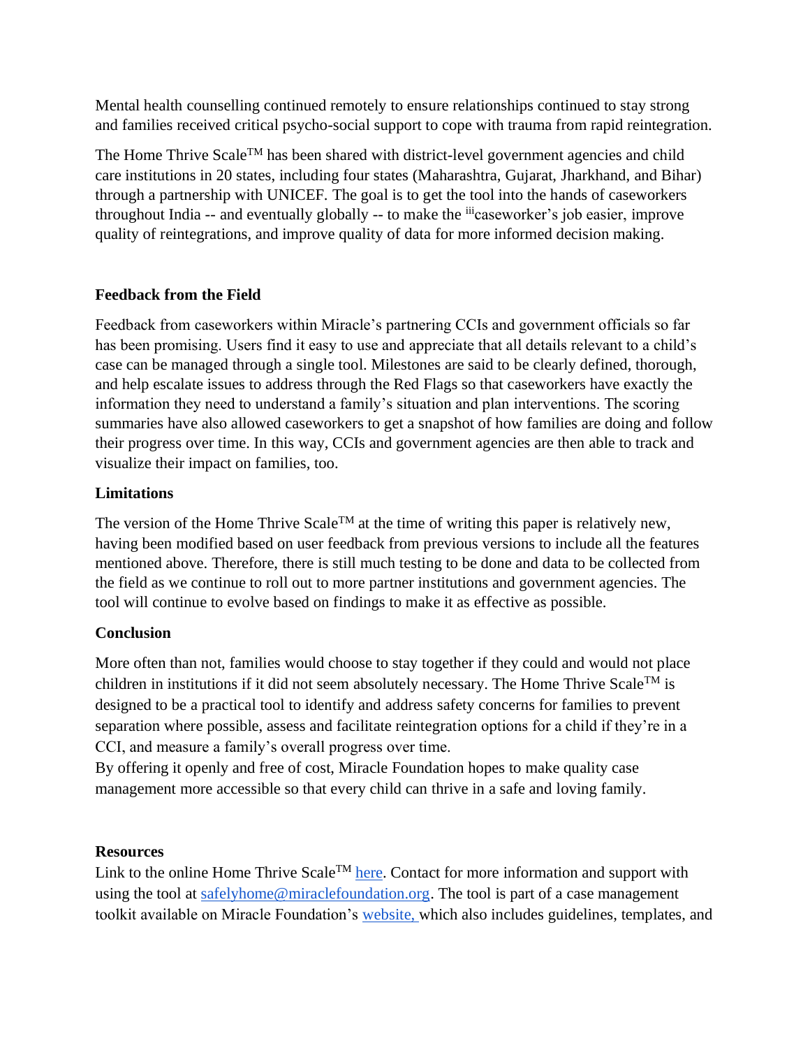Mental health counselling continued remotely to ensure relationships continued to stay strong and families received critical psycho-social support to cope with trauma from rapid reintegration.

The Home Thrive Scale™ has been shared with district-level government agencies and child care institutions in 20 states, including four states (Maharashtra, Gujarat, Jharkhand, and Bihar) through a partnership with UNICEF. The goal is to get the tool into the hands of caseworkers throughout India -- and eventually globally -- to make the [iii]caseworker's job easier, improve quality of reintegrations, and improve quality of data for more informed decision making.

**Feedback from the Field**

Feedback from caseworkers within Miracle's partnering CCIs and government officials so far has been promising. Users find it easy to use and appreciate that all details relevant to a child's case can be managed through a single tool. Milestones are said to be clearly defined, thorough, and help escalate issues to address through the Red Flags so that caseworkers have exactly the information they need to understand a family's situation and plan interventions. The scoring summaries have also allowed caseworkers to get a snapshot of how families are doing and follow their progress over time. In this way, CCIs and government agencies are then able to track and visualize their impact on families, too.

**Limitations**

The version of the Home Thrive Scale™ at the time of writing this paper is relatively new, having been modified based on user feedback from previous versions to include all the features mentioned above. Therefore, there is still much testing to be done and data to be collected from the field as we continue to roll out to more partner institutions and government agencies. The tool will continue to evolve based on findings to make it as effective as possible.

**Conclusion**

More often than not, families would choose to stay together if they could and would not place children in institutions if it did not seem absolutely necessary. The Home Thrive Scale™ is designed to be a practical tool to identify and address safety concerns for families to prevent separation where possible, assess and facilitate reintegration options for a child if they're in a CCI, and measure a family's overall progress over time.

By offering it openly and free of cost, Miracle Foundation hopes to make quality case management more accessible so that every child can thrive in a safe and loving family.

**Resources**

Link to the online Home Thrive Scale™ here. Contact for more information and support with using the tool at safelyhome@miraclefoundation.org. The tool is part of a case management toolkit available on Miracle Foundation's website, which also includes guidelines, templates, and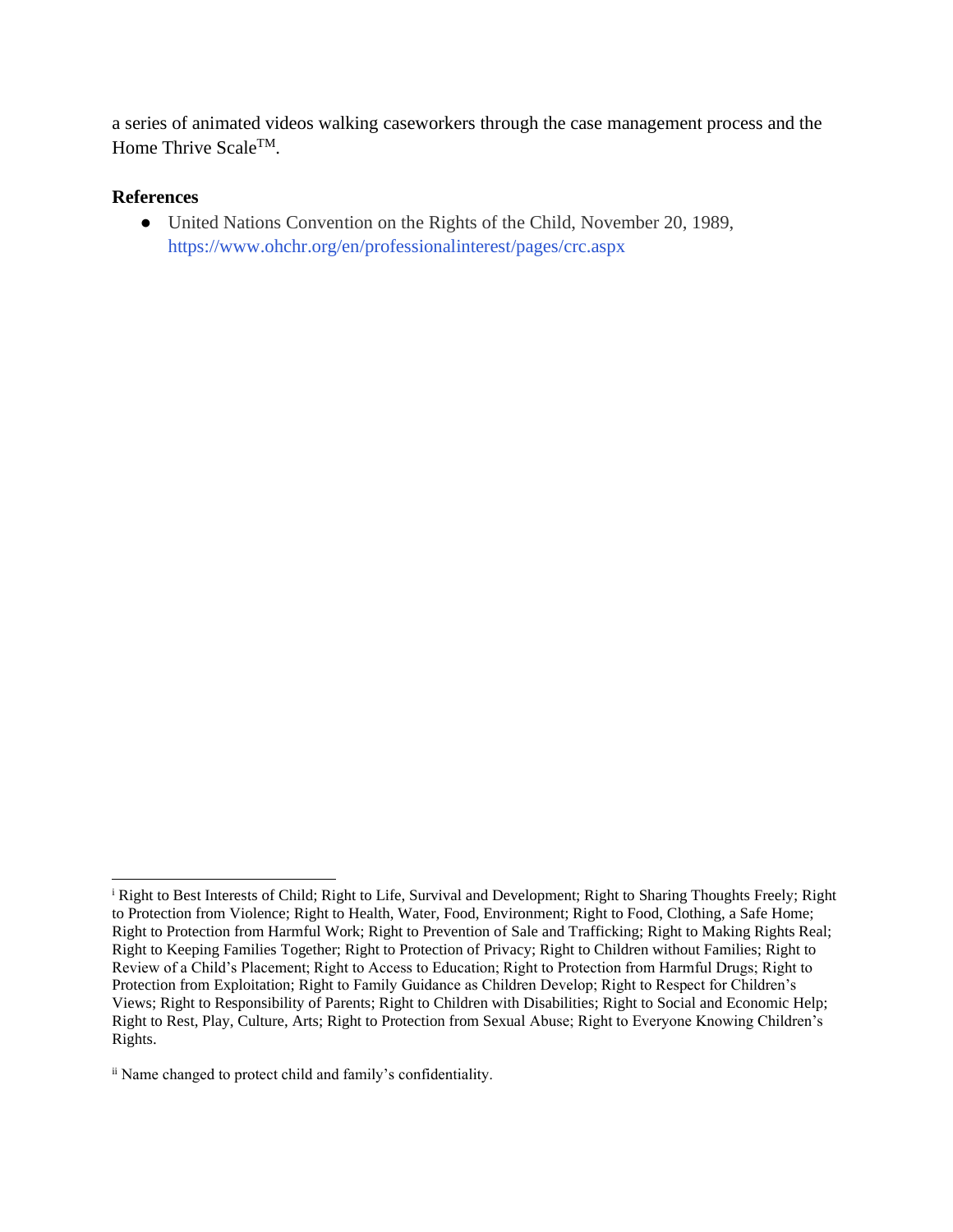a series of animated videos walking caseworkers through the case management process and the Home Thrive Scale™.

**References**

- United Nations Convention on the Rights of the Child, November 20, 1989, https://www.ohchr.org/en/professionalinterest/pages/crc.aspx

---

[i] Right to Best Interests of Child; Right to Life, Survival and Development; Right to Sharing Thoughts Freely; Right to Protection from Violence; Right to Health, Water, Food, Environment; Right to Food, Clothing, a Safe Home; Right to Protection from Harmful Work; Right to Prevention of Sale and Trafficking; Right to Making Rights Real; Right to Keeping Families Together; Right to Protection of Privacy; Right to Children without Families; Right to Review of a Child's Placement; Right to Access to Education; Right to Protection from Harmful Drugs; Right to Protection from Exploitation; Right to Family Guidance as Children Develop; Right to Respect for Children's Views; Right to Responsibility of Parents; Right to Children with Disabilities; Right to Social and Economic Help; Right to Rest, Play, Culture, Arts; Right to Protection from Sexual Abuse; Right to Everyone Knowing Children's Rights.

[ii] Name changed to protect child and family's confidentiality.